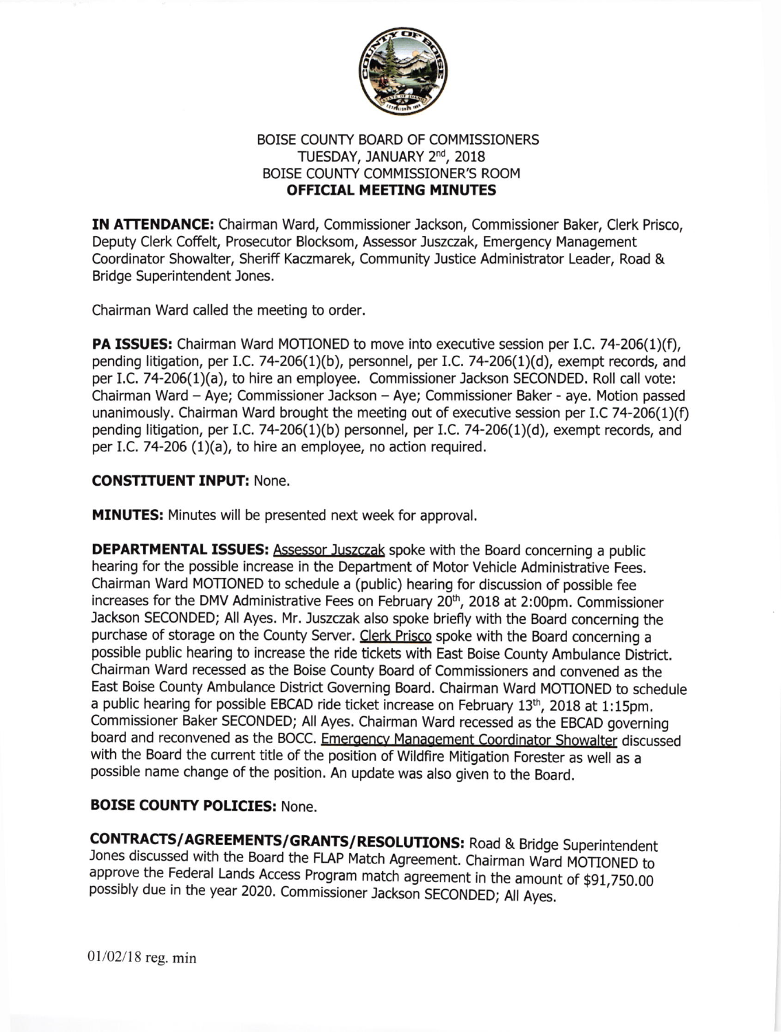BOISE COUNTY BOARD OF COMMISSIONERS
TUESDAY, JANUARY 2nd, 2018
BOISE COUNTY COMMISSIONER'S ROOM
**OFFICIAL MEETING MINUTES**

**IN ATTENDANCE:** Chairman Ward, Commissioner Jackson, Commissioner Baker, Clerk Prisco, Deputy Clerk Coffelt, Prosecutor Blocksom, Assessor Juszczak, Emergency Management Coordinator Showalter, Sheriff Kaczmarek, Community Justice Administrator Leader, Road & Bridge Superintendent Jones.

Chairman Ward called the meeting to order.

**PA ISSUES:** Chairman Ward MOTIONED to move into executive session per I.C. 74-206(1)(f), pending litigation, per I.C. 74-206(1)(b), personnel, per I.C. 74-206(1)(d), exempt records, and per I.C. 74-206(1)(a), to hire an employee. Commissioner Jackson SECONDED. Roll call vote: Chairman Ward – Aye; Commissioner Jackson – Aye; Commissioner Baker - aye. Motion passed unanimously. Chairman Ward brought the meeting out of executive session per I.C 74-206(1)(f) pending litigation, per I.C. 74-206(1)(b) personnel, per I.C. 74-206(1)(d), exempt records, and per I.C. 74-206 (1)(a), to hire an employee, no action required.

**CONSTITUENT INPUT:** None.

**MINUTES:** Minutes will be presented next week for approval.

**DEPARTMENTAL ISSUES:** Assessor Juszczak spoke with the Board concerning a public hearing for the possible increase in the Department of Motor Vehicle Administrative Fees. Chairman Ward MOTIONED to schedule a (public) hearing for discussion of possible fee increases for the DMV Administrative Fees on February 20th, 2018 at 2:00pm. Commissioner Jackson SECONDED; All Ayes. Mr. Juszczak also spoke briefly with the Board concerning the purchase of storage on the County Server. Clerk Prisco spoke with the Board concerning a possible public hearing to increase the ride tickets with East Boise County Ambulance District. Chairman Ward recessed as the Boise County Board of Commissioners and convened as the East Boise County Ambulance District Governing Board. Chairman Ward MOTIONED to schedule a public hearing for possible EBCAD ride ticket increase on February 13th, 2018 at 1:15pm. Commissioner Baker SECONDED; All Ayes. Chairman Ward recessed as the EBCAD governing board and reconvened as the BOCC. Emergency Management Coordinator Showalter discussed with the Board the current title of the position of Wildfire Mitigation Forester as well as a possible name change of the position. An update was also given to the Board.

**BOISE COUNTY POLICIES:** None.

**CONTRACTS/AGREEMENTS/GRANTS/RESOLUTIONS:** Road & Bridge Superintendent Jones discussed with the Board the FLAP Match Agreement. Chairman Ward MOTIONED to approve the Federal Lands Access Program match agreement in the amount of $91,750.00 possibly due in the year 2020. Commissioner Jackson SECONDED; All Ayes.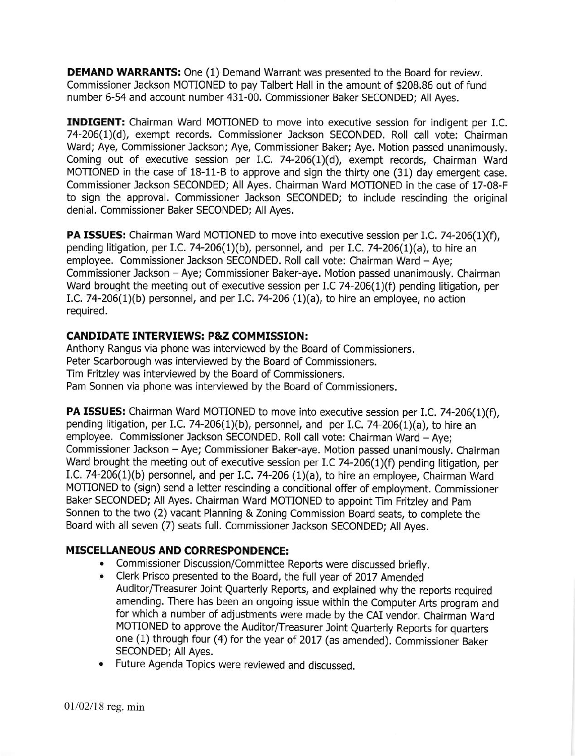**DEMAND WARRANTS:** One (1) Demand Warrant was presented to the Board for review. Commissioner Jackson MOTIONED to pay Talbert Hall in the amount of $208.86 out of fund number 6-54 and account number 431-00. Commissioner Baker SECONDED; All Ayes.

**INDIGENT:** Chairman Ward MOTIONED to move into executive session for indigent per I.C. 74-206(1)(d), exempt records. Commissioner Jackson SECONDED. Roll call vote: Chairman Ward; Aye, Commissioner Jackson; Aye, Commissioner Baker; Aye. Motion passed unanimously. Coming out of executive session per I.C. 74-206(1)(d), exempt records, Chairman Ward MOTIONED in the case of 18-11-B to approve and sign the thirty one (31) day emergent case. Commissioner Jackson SECONDED; All Ayes. Chairman Ward MOTIONED in the case of 17-08-F to sign the approval. Commissioner Jackson SECONDED; to include rescinding the original denial. Commissioner Baker SECONDED; All Ayes.

**PA ISSUES:** Chairman Ward MOTIONED to move into executive session per I.C. 74-206(1)(f), pending litigation, per I.C. 74-206(1)(b), personnel, and per I.C. 74-206(1)(a), to hire an employee. Commissioner Jackson SECONDED. Roll call vote: Chairman Ward – Aye; Commissioner Jackson – Aye; Commissioner Baker-aye. Motion passed unanimously. Chairman Ward brought the meeting out of executive session per I.C 74-206(1)(f) pending litigation, per I.C. 74-206(1)(b) personnel, and per I.C. 74-206 (1)(a), to hire an employee, no action required.

**CANDIDATE INTERVIEWS: P&Z COMMISSION:**

Anthony Rangus via phone was interviewed by the Board of Commissioners.
Peter Scarborough was interviewed by the Board of Commissioners.
Tim Fritzley was interviewed by the Board of Commissioners.
Pam Sonnen via phone was interviewed by the Board of Commissioners.

**PA ISSUES:** Chairman Ward MOTIONED to move into executive session per I.C. 74-206(1)(f), pending litigation, per I.C. 74-206(1)(b), personnel, and per I.C. 74-206(1)(a), to hire an employee. Commissioner Jackson SECONDED. Roll call vote: Chairman Ward – Aye; Commissioner Jackson – Aye; Commissioner Baker-aye. Motion passed unanimously. Chairman Ward brought the meeting out of executive session per I.C 74-206(1)(f) pending litigation, per I.C. 74-206(1)(b) personnel, and per I.C. 74-206 (1)(a), to hire an employee, Chairman Ward MOTIONED to (sign) send a letter rescinding a conditional offer of employment. Commissioner Baker SECONDED; All Ayes. Chairman Ward MOTIONED to appoint Tim Fritzley and Pam Sonnen to the two (2) vacant Planning & Zoning Commission Board seats, to complete the Board with all seven (7) seats full. Commissioner Jackson SECONDED; All Ayes.

**MISCELLANEOUS AND CORRESPONDENCE:**

- Commissioner Discussion/Committee Reports were discussed briefly.
- Clerk Prisco presented to the Board, the full year of 2017 Amended Auditor/Treasurer Joint Quarterly Reports, and explained why the reports required amending. There has been an ongoing issue within the Computer Arts program and for which a number of adjustments were made by the CAI vendor. Chairman Ward MOTIONED to approve the Auditor/Treasurer Joint Quarterly Reports for quarters one (1) through four (4) for the year of 2017 (as amended). Commissioner Baker SECONDED; All Ayes.
- Future Agenda Topics were reviewed and discussed.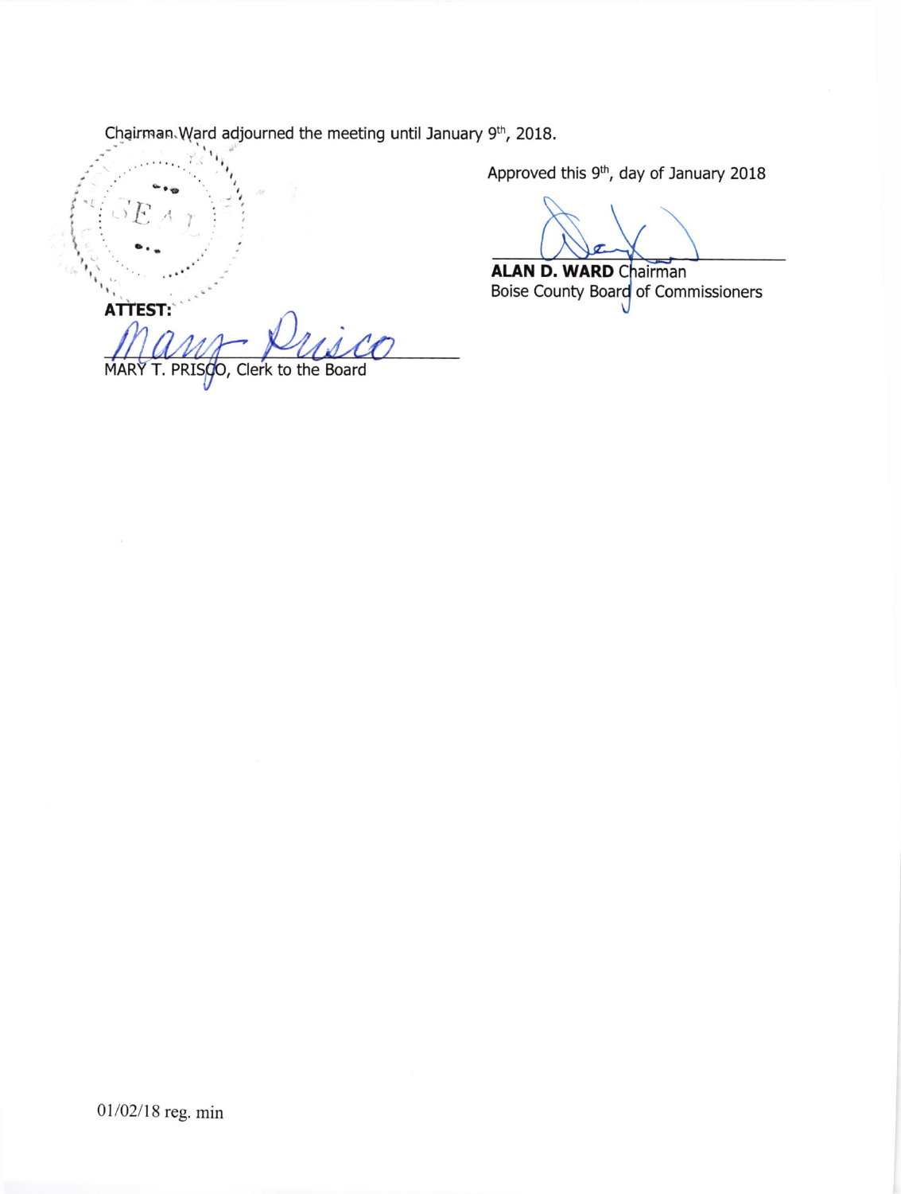Chairman Ward adjourned the meeting until January 9th, 2018.

Approved this 9th, day of January 2018

**ALAN D. WARD** Chairman
Boise County Board of Commissioners

**ATTEST:**

MARY T. PRISCO, Clerk to the Board

01/02/18 reg. min